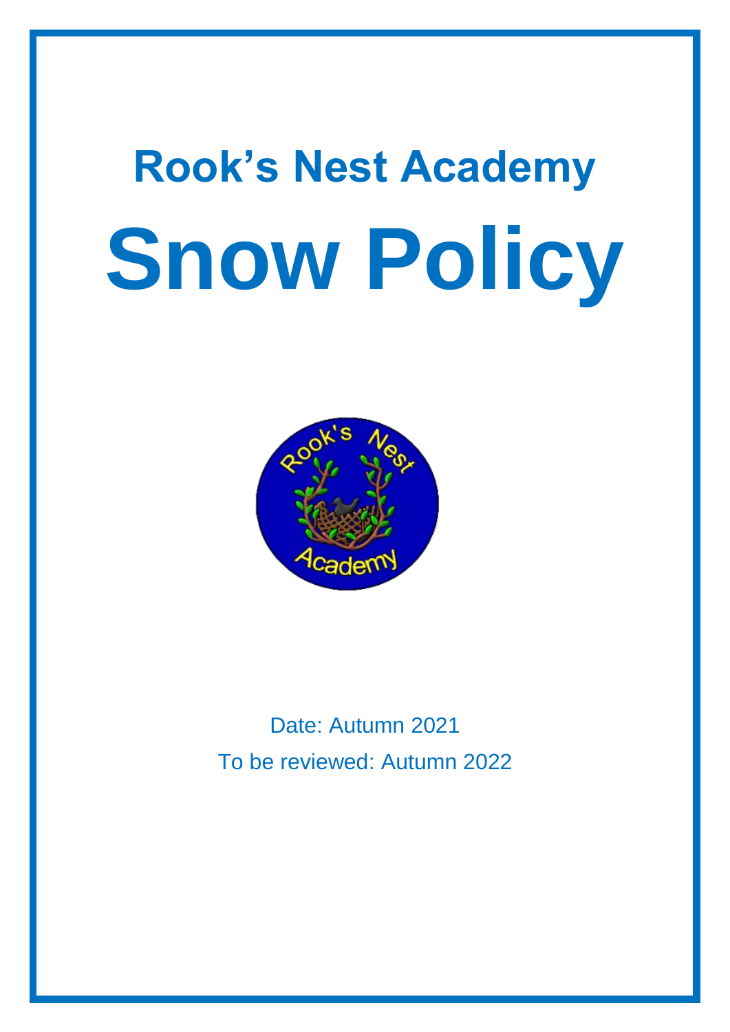# Rook's Nest Academy

# Snow Policy

Date: Autumn 2021

To be reviewed: Autumn 2022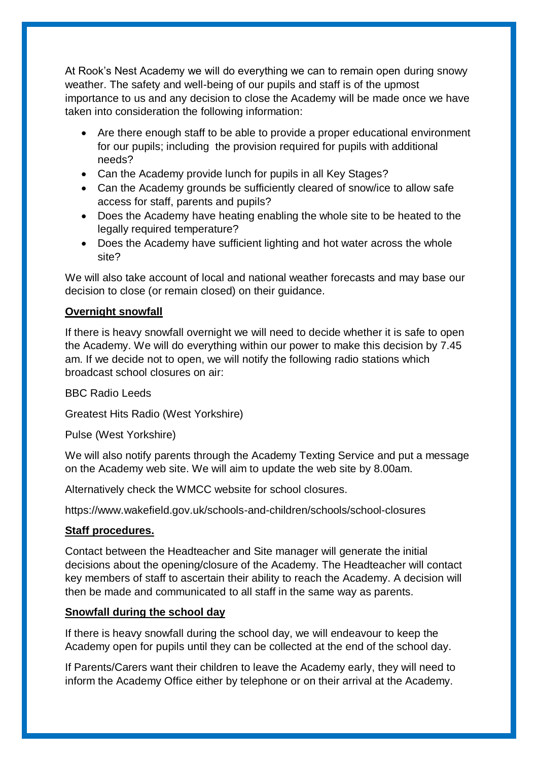At Rook's Nest Academy we will do everything we can to remain open during snowy weather. The safety and well-being of our pupils and staff is of the upmost importance to us and any decision to close the Academy will be made once we have taken into consideration the following information:

- Are there enough staff to be able to provide a proper educational environment for our pupils; including the provision required for pupils with additional needs?
- Can the Academy provide lunch for pupils in all Key Stages?
- Can the Academy grounds be sufficiently cleared of snow/ice to allow safe access for staff, parents and pupils?
- Does the Academy have heating enabling the whole site to be heated to the legally required temperature?
- Does the Academy have sufficient lighting and hot water across the whole site?

We will also take account of local and national weather forecasts and may base our decision to close (or remain closed) on their guidance.

**Overnight snowfall**

If there is heavy snowfall overnight we will need to decide whether it is safe to open the Academy. We will do everything within our power to make this decision by 7.45 am. If we decide not to open, we will notify the following radio stations which broadcast school closures on air:

BBC Radio Leeds

Greatest Hits Radio (West Yorkshire)

Pulse (West Yorkshire)

We will also notify parents through the Academy Texting Service and put a message on the Academy web site. We will aim to update the web site by 8.00am.

Alternatively check the WMCC website for school closures.

https://www.wakefield.gov.uk/schools-and-children/schools/school-closures

**Staff procedures.**

Contact between the Headteacher and Site manager will generate the initial decisions about the opening/closure of the Academy. The Headteacher will contact key members of staff to ascertain their ability to reach the Academy. A decision will then be made and communicated to all staff in the same way as parents.

**Snowfall during the school day**

If there is heavy snowfall during the school day, we will endeavour to keep the Academy open for pupils until they can be collected at the end of the school day.

If Parents/Carers want their children to leave the Academy early, they will need to inform the Academy Office either by telephone or on their arrival at the Academy.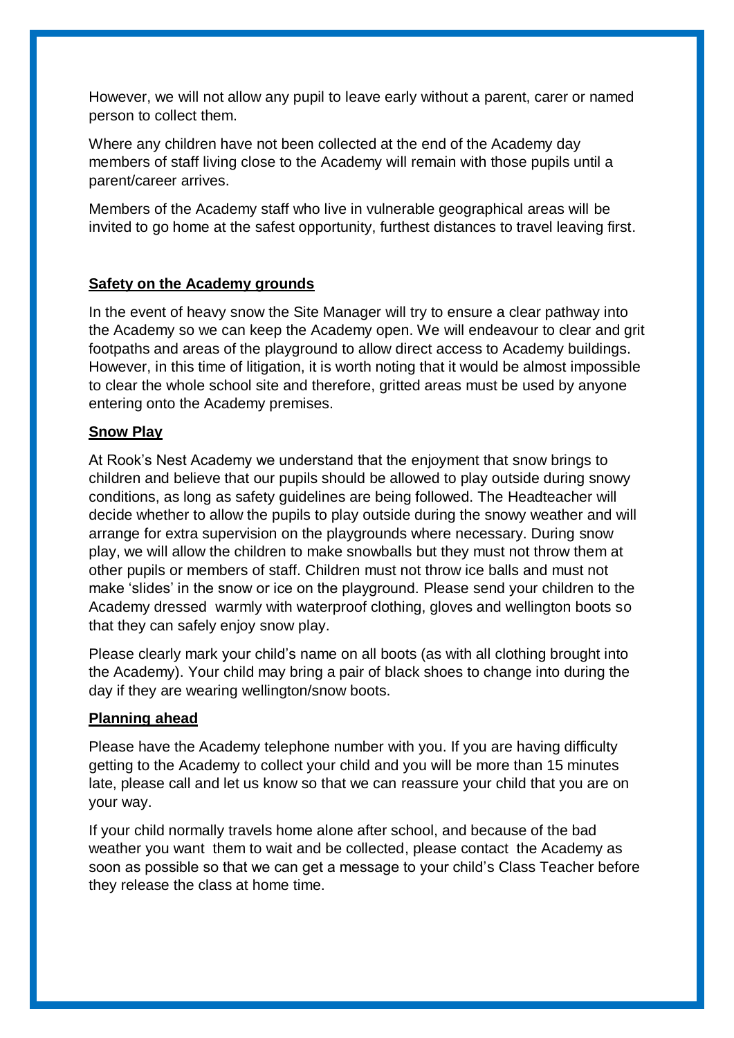However, we will not allow any pupil to leave early without a parent, carer or named person to collect them.

Where any children have not been collected at the end of the Academy day members of staff living close to the Academy will remain with those pupils until a parent/career arrives.

Members of the Academy staff who live in vulnerable geographical areas will be invited to go home at the safest opportunity, furthest distances to travel leaving first.

## Safety on the Academy grounds

In the event of heavy snow the Site Manager will try to ensure a clear pathway into the Academy so we can keep the Academy open. We will endeavour to clear and grit footpaths and areas of the playground to allow direct access to Academy buildings. However, in this time of litigation, it is worth noting that it would be almost impossible to clear the whole school site and therefore, gritted areas must be used by anyone entering onto the Academy premises.

## Snow Play

At Rook's Nest Academy we understand that the enjoyment that snow brings to children and believe that our pupils should be allowed to play outside during snowy conditions, as long as safety guidelines are being followed. The Headteacher will decide whether to allow the pupils to play outside during the snowy weather and will arrange for extra supervision on the playgrounds where necessary. During snow play, we will allow the children to make snowballs but they must not throw them at other pupils or members of staff. Children must not throw ice balls and must not make 'slides' in the snow or ice on the playground. Please send your children to the Academy dressed warmly with waterproof clothing, gloves and wellington boots so that they can safely enjoy snow play.

Please clearly mark your child's name on all boots (as with all clothing brought into the Academy). Your child may bring a pair of black shoes to change into during the day if they are wearing wellington/snow boots.

## Planning ahead

Please have the Academy telephone number with you. If you are having difficulty getting to the Academy to collect your child and you will be more than 15 minutes late, please call and let us know so that we can reassure your child that you are on your way.

If your child normally travels home alone after school, and because of the bad weather you want them to wait and be collected, please contact the Academy as soon as possible so that we can get a message to your child's Class Teacher before they release the class at home time.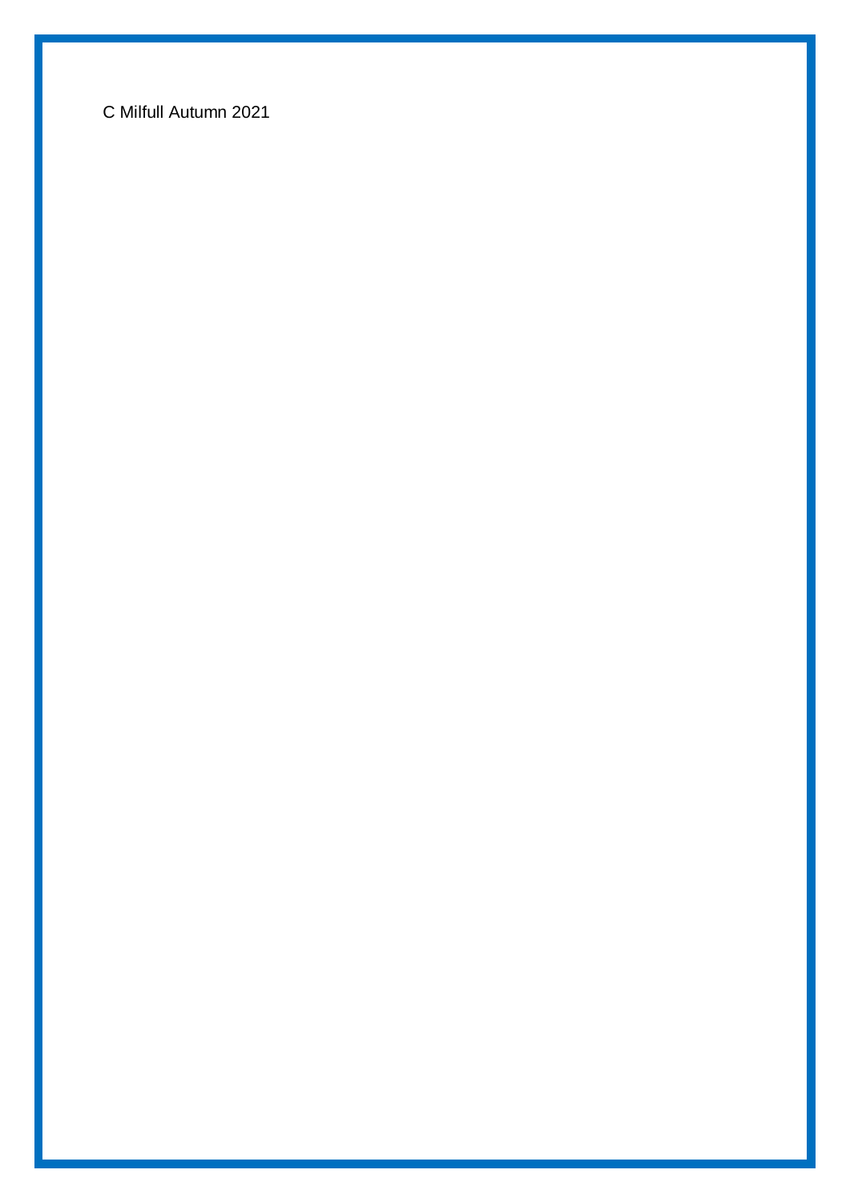C Milfull Autumn 2021